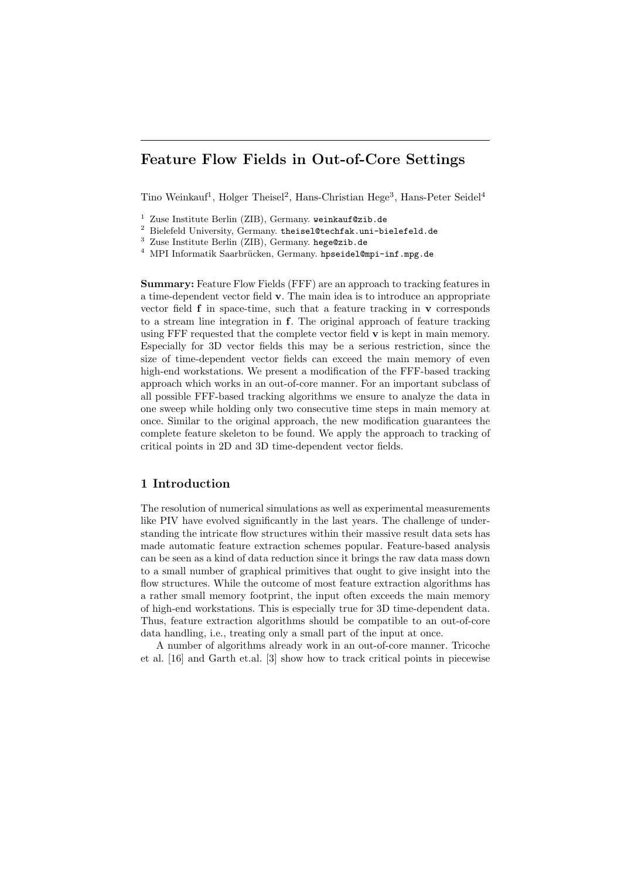# Feature Flow Fields in Out-of-Core Settings

Tino Weinkauf[1], Holger Theisel[2], Hans-Christian Hege[3], Hans-Peter Seidel[4]

[1] Zuse Institute Berlin (ZIB), Germany. weinkauf@zib.de
[2] Bielefeld University, Germany. theisel@techfak.uni-bielefeld.de
[3] Zuse Institute Berlin (ZIB), Germany. hege@zib.de
[4] MPI Informatik Saarbrücken, Germany. hpseidel@mpi-inf.mpg.de

**Summary:** Feature Flow Fields (FFF) are an approach to tracking features in a time-dependent vector field $\mathbf{v}$. The main idea is to introduce an appropriate vector field $\mathbf{f}$ in space-time, such that a feature tracking in $\mathbf{v}$ corresponds to a stream line integration in $\mathbf{f}$. The original approach of feature tracking using FFF requested that the complete vector field $\mathbf{v}$ is kept in main memory. Especially for 3D vector fields this may be a serious restriction, since the size of time-dependent vector fields can exceed the main memory of even high-end workstations. We present a modification of the FFF-based tracking approach which works in an out-of-core manner. For an important subclass of all possible FFF-based tracking algorithms we ensure to analyze the data in one sweep while holding only two consecutive time steps in main memory at once. Similar to the original approach, the new modification guarantees the complete feature skeleton to be found. We apply the approach to tracking of critical points in 2D and 3D time-dependent vector fields.

## 1 Introduction

The resolution of numerical simulations as well as experimental measurements like PIV have evolved significantly in the last years. The challenge of understanding the intricate flow structures within their massive result data sets has made automatic feature extraction schemes popular. Feature-based analysis can be seen as a kind of data reduction since it brings the raw data mass down to a small number of graphical primitives that ought to give insight into the flow structures. While the outcome of most feature extraction algorithms has a rather small memory footprint, the input often exceeds the main memory of high-end workstations. This is especially true for 3D time-dependent data. Thus, feature extraction algorithms should be compatible to an out-of-core data handling, i.e., treating only a small part of the input at once.

A number of algorithms already work in an out-of-core manner. Tricoche et al. [16] and Garth et.al. [3] show how to track critical points in piecewise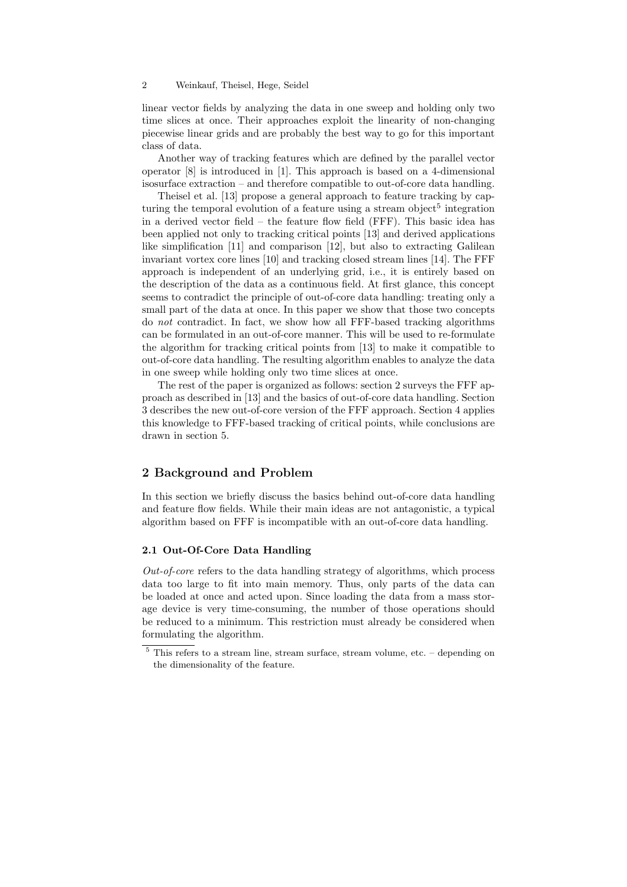linear vector fields by analyzing the data in one sweep and holding only two time slices at once. Their approaches exploit the linearity of non-changing piecewise linear grids and are probably the best way to go for this important class of data.

Another way of tracking features which are defined by the parallel vector operator [8] is introduced in [1]. This approach is based on a 4-dimensional isosurface extraction – and therefore compatible to out-of-core data handling.

Theisel et al. [13] propose a general approach to feature tracking by capturing the temporal evolution of a feature using a stream object[5] integration in a derived vector field – the feature flow field (FFF). This basic idea has been applied not only to tracking critical points [13] and derived applications like simplification [11] and comparison [12], but also to extracting Galilean invariant vortex core lines [10] and tracking closed stream lines [14]. The FFF approach is independent of an underlying grid, i.e., it is entirely based on the description of the data as a continuous field. At first glance, this concept seems to contradict the principle of out-of-core data handling: treating only a small part of the data at once. In this paper we show that those two concepts do *not* contradict. In fact, we show how all FFF-based tracking algorithms can be formulated in an out-of-core manner. This will be used to re-formulate the algorithm for tracking critical points from [13] to make it compatible to out-of-core data handling. The resulting algorithm enables to analyze the data in one sweep while holding only two time slices at once.

The rest of the paper is organized as follows: section 2 surveys the FFF approach as described in [13] and the basics of out-of-core data handling. Section 3 describes the new out-of-core version of the FFF approach. Section 4 applies this knowledge to FFF-based tracking of critical points, while conclusions are drawn in section 5.

## 2 Background and Problem

In this section we briefly discuss the basics behind out-of-core data handling and feature flow fields. While their main ideas are not antagonistic, a typical algorithm based on FFF is incompatible with an out-of-core data handling.

### 2.1 Out-Of-Core Data Handling

*Out-of-core* refers to the data handling strategy of algorithms, which process data too large to fit into main memory. Thus, only parts of the data can be loaded at once and acted upon. Since loading the data from a mass storage device is very time-consuming, the number of those operations should be reduced to a minimum. This restriction must already be considered when formulating the algorithm.

[5] This refers to a stream line, stream surface, stream volume, etc. – depending on the dimensionality of the feature.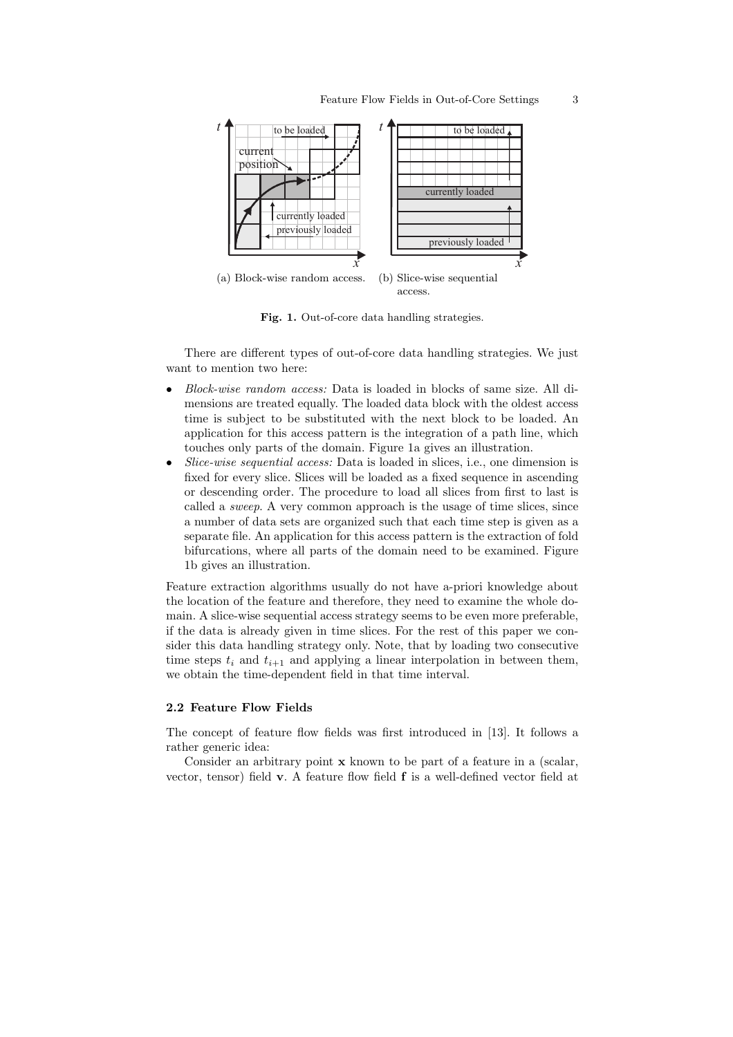t

to be loaded

current position

currently loaded

previously loaded

x

(a) Block-wise random access.

t

to be loaded

currently loaded

previously loaded

x

(b) Slice-wise sequential access.

**Fig. 1.** Out-of-core data handling strategies.

There are different types of out-of-core data handling strategies. We just want to mention two here:

- *Block-wise random access:* Data is loaded in blocks of same size. All dimensions are treated equally. The loaded data block with the oldest access time is subject to be substituted with the next block to be loaded. An application for this access pattern is the integration of a path line, which touches only parts of the domain. Figure 1a gives an illustration.
- *Slice-wise sequential access:* Data is loaded in slices, i.e., one dimension is fixed for every slice. Slices will be loaded as a fixed sequence in ascending or descending order. The procedure to load all slices from first to last is called a *sweep*. A very common approach is the usage of time slices, since a number of data sets are organized such that each time step is given as a separate file. An application for this access pattern is the extraction of fold bifurcations, where all parts of the domain need to be examined. Figure 1b gives an illustration.

Feature extraction algorithms usually do not have a-priori knowledge about the location of the feature and therefore, they need to examine the whole domain. A slice-wise sequential access strategy seems to be even more preferable, if the data is already given in time slices. For the rest of this paper we consider this data handling strategy only. Note, that by loading two consecutive time steps $t_i$ and $t_{i+1}$ and applying a linear interpolation in between them, we obtain the time-dependent field in that time interval.

### 2.2 Feature Flow Fields

The concept of feature flow fields was first introduced in [13]. It follows a rather generic idea:

Consider an arbitrary point $\mathbf{x}$ known to be part of a feature in a (scalar, vector, tensor) field $\mathbf{v}$. A feature flow field $\mathbf{f}$ is a well-defined vector field at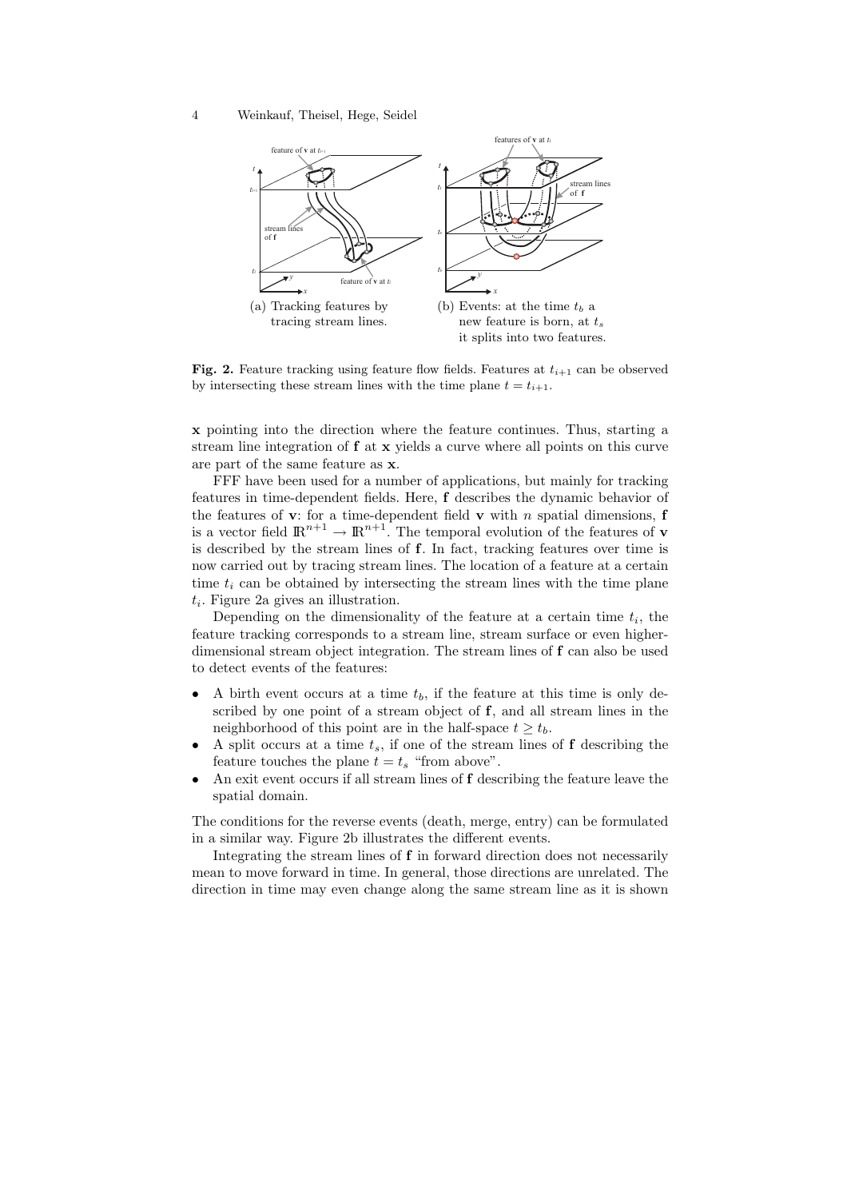(a) Tracking features by tracing stream lines.

(b) Events: at the time $t_b$ a new feature is born, at $t_s$ it splits into two features.

**Fig. 2.** Feature tracking using feature flow fields. Features at $t_{i+1}$ can be observed by intersecting these stream lines with the time plane $t = t_{i+1}$.

$\mathbf{x}$ pointing into the direction where the feature continues. Thus, starting a stream line integration of $\mathbf{f}$ at $\mathbf{x}$ yields a curve where all points on this curve are part of the same feature as $\mathbf{x}$.

FFF have been used for a number of applications, but mainly for tracking features in time-dependent fields. Here, $\mathbf{f}$ describes the dynamic behavior of the features of $\mathbf{v}$: for a time-dependent field $\mathbf{v}$ with $n$ spatial dimensions, $\mathbf{f}$ is a vector field $\mathbb{R}^{n+1} \to \mathbb{R}^{n+1}$. The temporal evolution of the features of $\mathbf{v}$ is described by the stream lines of $\mathbf{f}$. In fact, tracking features over time is now carried out by tracing stream lines. The location of a feature at a certain time $t_i$ can be obtained by intersecting the stream lines with the time plane $t_i$. Figure 2a gives an illustration.

Depending on the dimensionality of the feature at a certain time $t_i$, the feature tracking corresponds to a stream line, stream surface or even higher-dimensional stream object integration. The stream lines of $\mathbf{f}$ can also be used to detect events of the features:

- A birth event occurs at a time $t_b$, if the feature at this time is only described by one point of a stream object of $\mathbf{f}$, and all stream lines in the neighborhood of this point are in the half-space $t \geq t_b$.
- A split occurs at a time $t_s$, if one of the stream lines of $\mathbf{f}$ describing the feature touches the plane $t = t_s$ "from above".
- An exit event occurs if all stream lines of $\mathbf{f}$ describing the feature leave the spatial domain.

The conditions for the reverse events (death, merge, entry) can be formulated in a similar way. Figure 2b illustrates the different events.

Integrating the stream lines of $\mathbf{f}$ in forward direction does not necessarily mean to move forward in time. In general, those directions are unrelated. The direction in time may even change along the same stream line as it is shown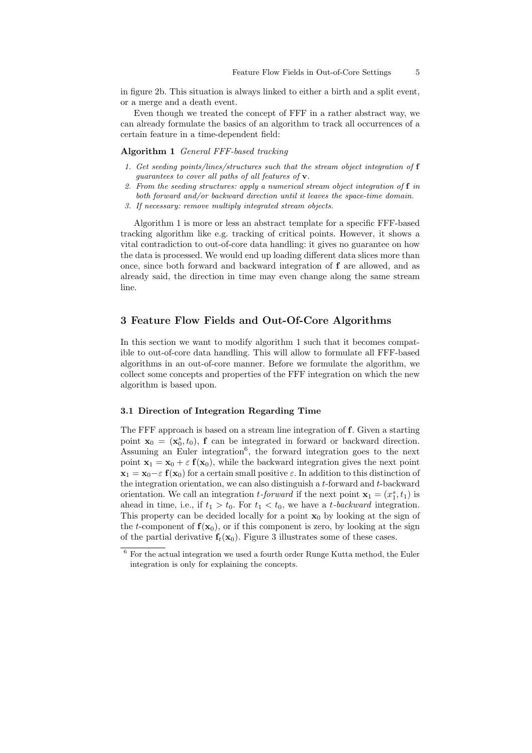in figure 2b. This situation is always linked to either a birth and a split event, or a merge and a death event.

Even though we treated the concept of FFF in a rather abstract way, we can already formulate the basics of an algorithm to track all occurrences of a certain feature in a time-dependent field:

**Algorithm 1** *General FFF-based tracking*

1. *Get seeding points/lines/structures such that the stream object integration of* $\mathbf{f}$ *guarantees to cover all paths of all features of* $\mathbf{v}$.
2. *From the seeding structures: apply a numerical stream object integration of* $\mathbf{f}$ *in both forward and/or backward direction until it leaves the space-time domain.*
3. *If necessary: remove multiply integrated stream objects.*

Algorithm 1 is more or less an abstract template for a specific FFF-based tracking algorithm like e.g. tracking of critical points. However, it shows a vital contradiction to out-of-core data handling: it gives no guarantee on how the data is processed. We would end up loading different data slices more than once, since both forward and backward integration of $\mathbf{f}$ are allowed, and as already said, the direction in time may even change along the same stream line.

## 3 Feature Flow Fields and Out-Of-Core Algorithms

In this section we want to modify algorithm 1 such that it becomes compatible to out-of-core data handling. This will allow to formulate all FFF-based algorithms in an out-of-core manner. Before we formulate the algorithm, we collect some concepts and properties of the FFF integration on which the new algorithm is based upon.

### 3.1 Direction of Integration Regarding Time

The FFF approach is based on a stream line integration of $\mathbf{f}$. Given a starting point $\mathbf{x}_0 = (\mathbf{x}_0^s, t_0)$, $\mathbf{f}$ can be integrated in forward or backward direction. Assuming an Euler integration[6], the forward integration goes to the next point $\mathbf{x}_1 = \mathbf{x}_0 + \varepsilon\, \mathbf{f}(\mathbf{x}_0)$, while the backward integration gives the next point $\mathbf{x}_1 = \mathbf{x}_0 - \varepsilon\, \mathbf{f}(\mathbf{x}_0)$ for a certain small positive $\varepsilon$. In addition to this distinction of the integration orientation, we can also distinguish a $t$-forward and $t$-backward orientation. We call an integration *$t$-forward* if the next point $\mathbf{x}_1 = (x_1^s, t_1)$ is ahead in time, i.e., if $t_1 > t_0$. For $t_1 < t_0$, we have a *$t$-backward* integration. This property can be decided locally for a point $\mathbf{x}_0$ by looking at the sign of the $t$-component of $\mathbf{f}(\mathbf{x}_0)$, or if this component is zero, by looking at the sign of the partial derivative $\mathbf{f}_t(\mathbf{x}_0)$. Figure 3 illustrates some of these cases.

[6] For the actual integration we used a fourth order Runge Kutta method, the Euler integration is only for explaining the concepts.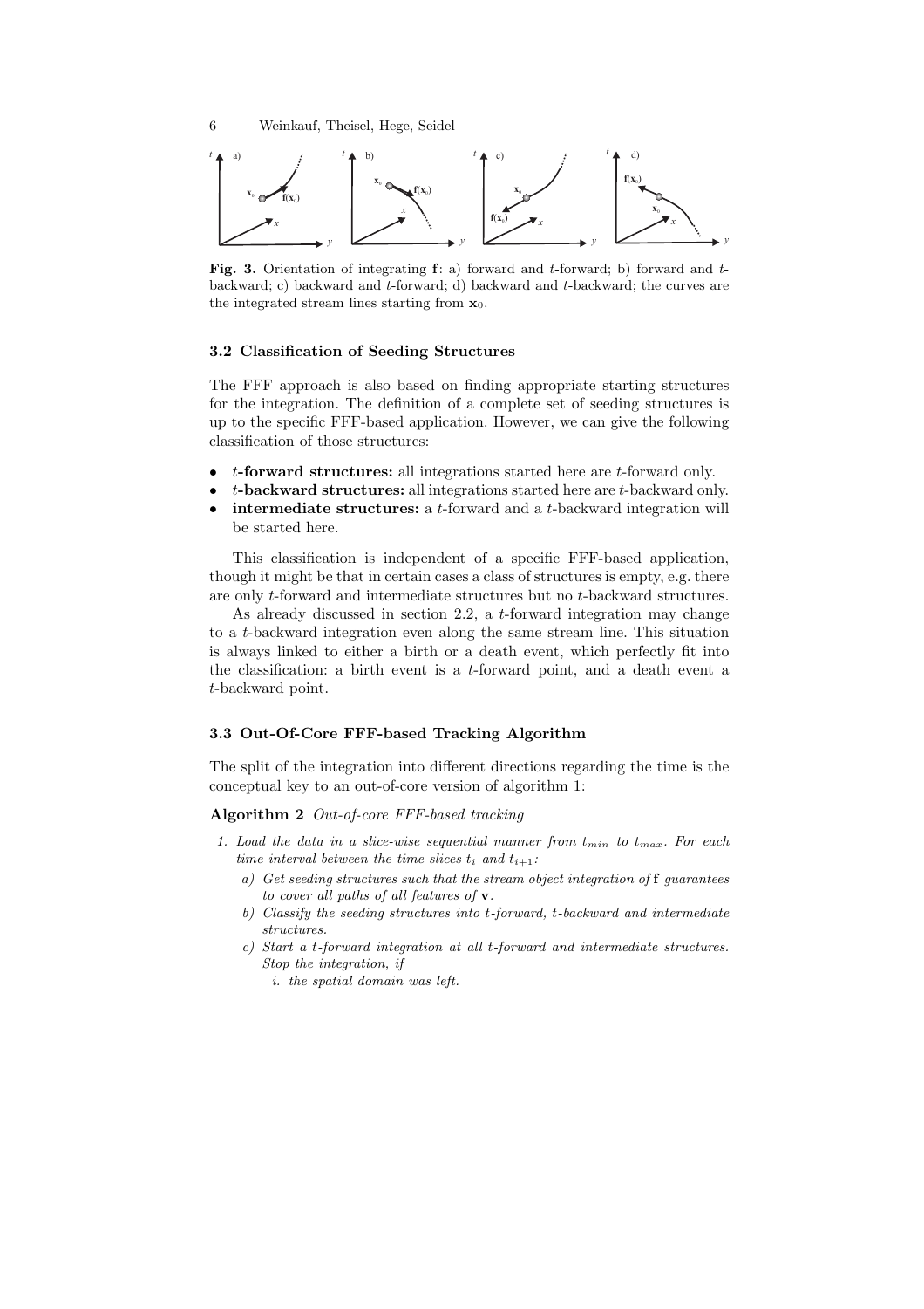**Fig. 3.** Orientation of integrating $\mathbf{f}$: a) forward and $t$-forward; b) forward and $t$-backward; c) backward and $t$-forward; d) backward and $t$-backward; the curves are the integrated stream lines starting from $\mathbf{x}_0$.

### 3.2 Classification of Seeding Structures

The FFF approach is also based on finding appropriate starting structures for the integration. The definition of a complete set of seeding structures is up to the specific FFF-based application. However, we can give the following classification of those structures:

- **$t$-forward structures:** all integrations started here are $t$-forward only.
- **$t$-backward structures:** all integrations started here are $t$-backward only.
- **intermediate structures:** a $t$-forward and a $t$-backward integration will be started here.

This classification is independent of a specific FFF-based application, though it might be that in certain cases a class of structures is empty, e.g. there are only $t$-forward and intermediate structures but no $t$-backward structures.

As already discussed in section 2.2, a $t$-forward integration may change to a $t$-backward integration even along the same stream line. This situation is always linked to either a birth or a death event, which perfectly fit into the classification: a birth event is a $t$-forward point, and a death event a $t$-backward point.

### 3.3 Out-Of-Core FFF-based Tracking Algorithm

The split of the integration into different directions regarding the time is the conceptual key to an out-of-core version of algorithm 1:

**Algorithm 2** *Out-of-core FFF-based tracking*

1. *Load the data in a slice-wise sequential manner from $t_{min}$ to $t_{max}$. For each time interval between the time slices $t_i$ and $t_{i+1}$:*
   a) *Get seeding structures such that the stream object integration of $\mathbf{f}$ guarantees to cover all paths of all features of $\mathbf{v}$.*
   b) *Classify the seeding structures into $t$-forward, $t$-backward and intermediate structures.*
   c) *Start a $t$-forward integration at all $t$-forward and intermediate structures. Stop the integration, if*
      i. *the spatial domain was left.*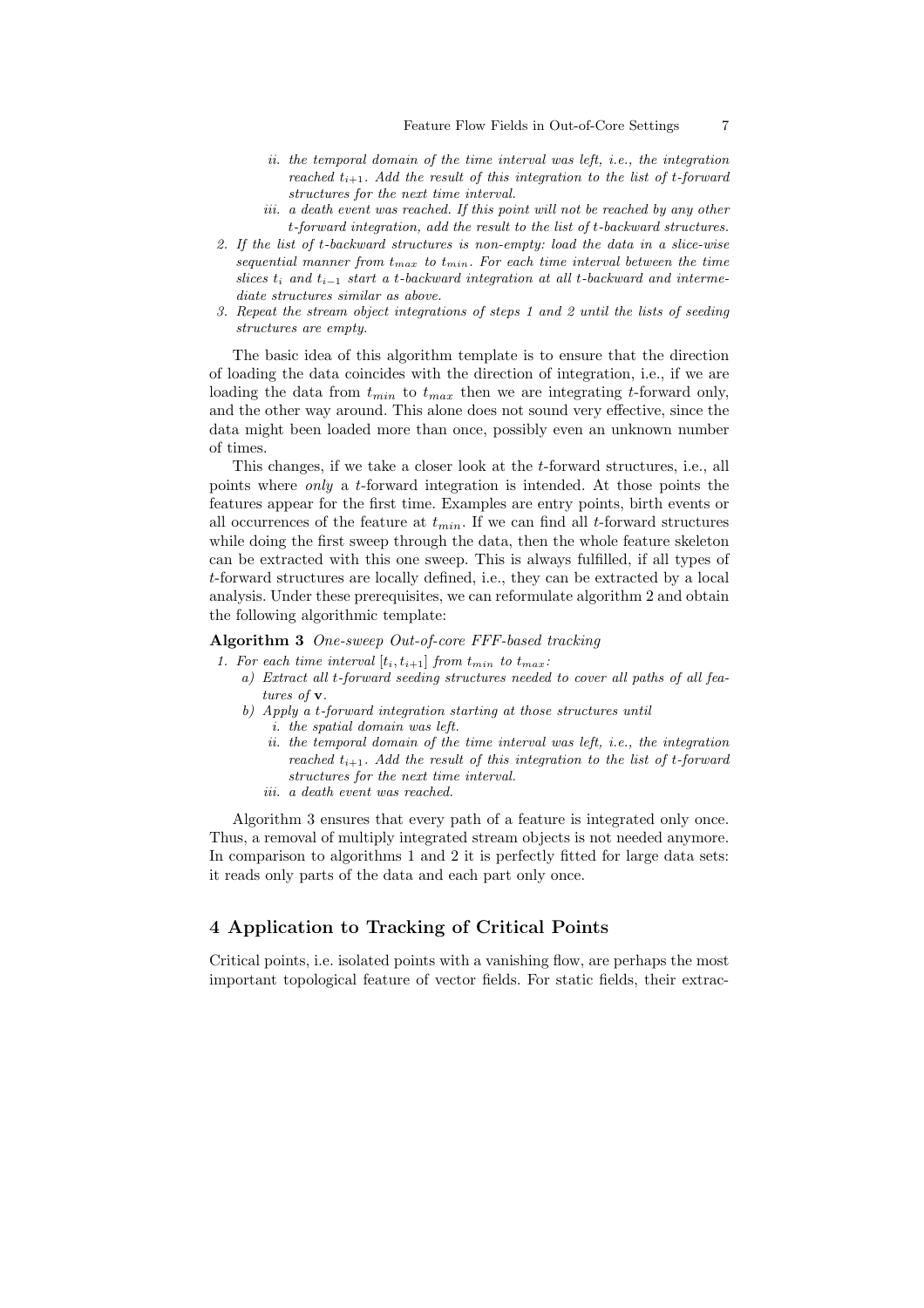- ii. *the temporal domain of the time interval was left, i.e., the integration reached $t_{i+1}$. Add the result of this integration to the list of t-forward structures for the next time interval.*
   - iii. *a death event was reached. If this point will not be reached by any other t-forward integration, add the result to the list of t-backward structures.*
2. *If the list of t-backward structures is non-empty: load the data in a slice-wise sequential manner from $t_{max}$ to $t_{min}$. For each time interval between the time slices $t_i$ and $t_{i-1}$ start a t-backward integration at all t-backward and intermediate structures similar as above.*
3. *Repeat the stream object integrations of steps 1 and 2 until the lists of seeding structures are empty.*

The basic idea of this algorithm template is to ensure that the direction of loading the data coincides with the direction of integration, i.e., if we are loading the data from $t_{min}$ to $t_{max}$ then we are integrating $t$-forward only, and the other way around. This alone does not sound very effective, since the data might been loaded more than once, possibly even an unknown number of times.

This changes, if we take a closer look at the $t$-forward structures, i.e., all points where *only* a $t$-forward integration is intended. At those points the features appear for the first time. Examples are entry points, birth events or all occurrences of the feature at $t_{min}$. If we can find all $t$-forward structures while doing the first sweep through the data, then the whole feature skeleton can be extracted with this one sweep. This is always fulfilled, if all types of $t$-forward structures are locally defined, i.e., they can be extracted by a local analysis. Under these prerequisites, we can reformulate algorithm 2 and obtain the following algorithmic template:

**Algorithm 3** *One-sweep Out-of-core FFF-based tracking*

1. *For each time interval $[t_i, t_{i+1}]$ from $t_{min}$ to $t_{max}$:*
   - a) *Extract all t-forward seeding structures needed to cover all paths of all features of* $\mathbf{v}$.
   - b) *Apply a t-forward integration starting at those structures until*
     - i. *the spatial domain was left.*
     - ii. *the temporal domain of the time interval was left, i.e., the integration reached $t_{i+1}$. Add the result of this integration to the list of t-forward structures for the next time interval.*
     - iii. *a death event was reached.*

Algorithm 3 ensures that every path of a feature is integrated only once. Thus, a removal of multiply integrated stream objects is not needed anymore. In comparison to algorithms 1 and 2 it is perfectly fitted for large data sets: it reads only parts of the data and each part only once.

## 4 Application to Tracking of Critical Points

Critical points, i.e. isolated points with a vanishing flow, are perhaps the most important topological feature of vector fields. For static fields, their extrac-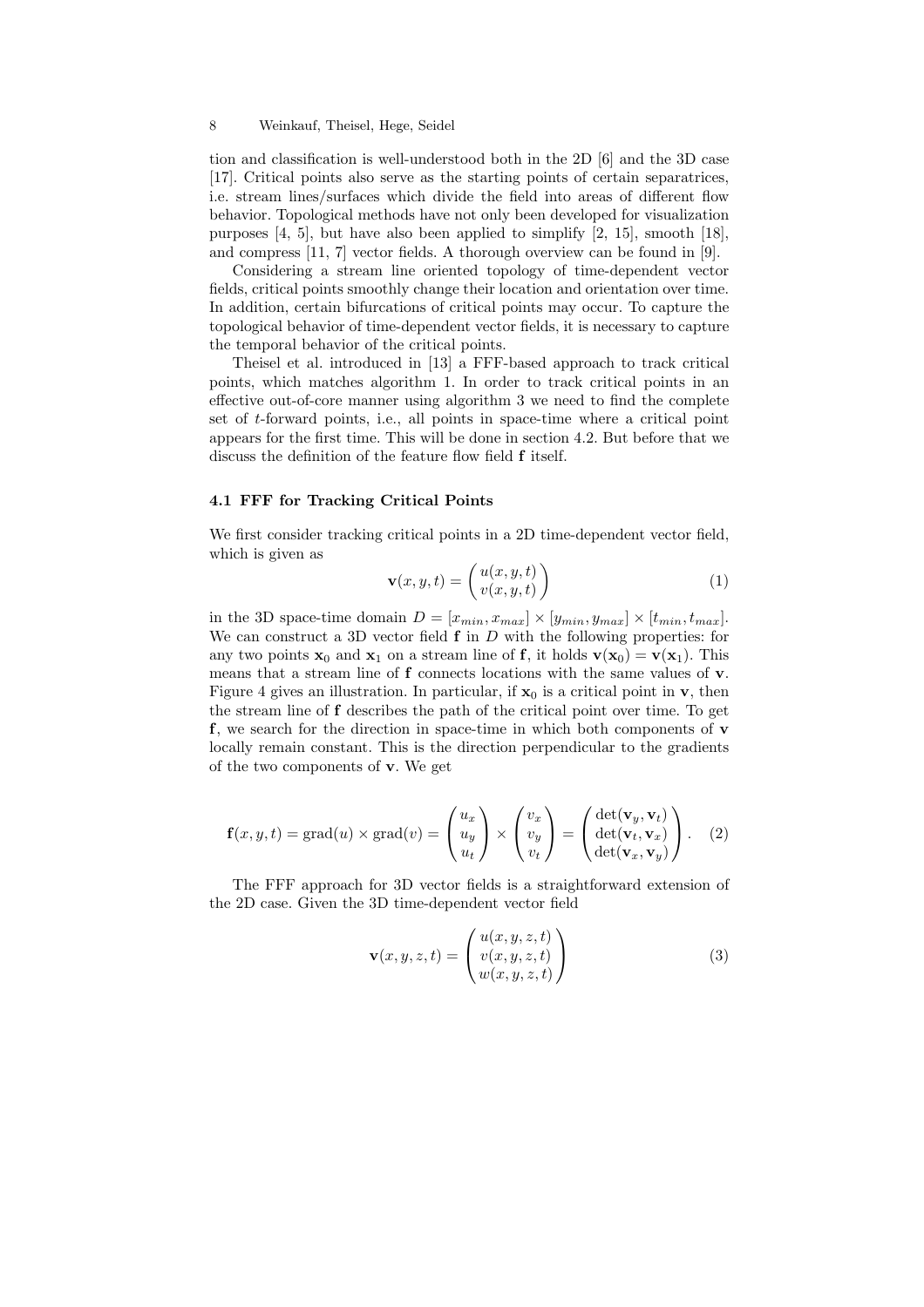tion and classification is well-understood both in the 2D [6] and the 3D case [17]. Critical points also serve as the starting points of certain separatrices, i.e. stream lines/surfaces which divide the field into areas of different flow behavior. Topological methods have not only been developed for visualization purposes [4, 5], but have also been applied to simplify [2, 15], smooth [18], and compress [11, 7] vector fields. A thorough overview can be found in [9].

Considering a stream line oriented topology of time-dependent vector fields, critical points smoothly change their location and orientation over time. In addition, certain bifurcations of critical points may occur. To capture the topological behavior of time-dependent vector fields, it is necessary to capture the temporal behavior of the critical points.

Theisel et al. introduced in [13] a FFF-based approach to track critical points, which matches algorithm 1. In order to track critical points in an effective out-of-core manner using algorithm 3 we need to find the complete set of $t$-forward points, i.e., all points in space-time where a critical point appears for the first time. This will be done in section 4.2. But before that we discuss the definition of the feature flow field $\mathbf{f}$ itself.

### 4.1 FFF for Tracking Critical Points

We first consider tracking critical points in a 2D time-dependent vector field, which is given as

$$\mathbf{v}(x,y,t) = \begin{pmatrix} u(x,y,t) \\ v(x,y,t) \end{pmatrix} \tag{1}$$

in the 3D space-time domain $D = [x_{min}, x_{max}] \times [y_{min}, y_{max}] \times [t_{min}, t_{max}]$. We can construct a 3D vector field $\mathbf{f}$ in $D$ with the following properties: for any two points $\mathbf{x}_0$ and $\mathbf{x}_1$ on a stream line of $\mathbf{f}$, it holds $\mathbf{v}(\mathbf{x}_0) = \mathbf{v}(\mathbf{x}_1)$. This means that a stream line of $\mathbf{f}$ connects locations with the same values of $\mathbf{v}$. Figure 4 gives an illustration. In particular, if $\mathbf{x}_0$ is a critical point in $\mathbf{v}$, then the stream line of $\mathbf{f}$ describes the path of the critical point over time. To get $\mathbf{f}$, we search for the direction in space-time in which both components of $\mathbf{v}$ locally remain constant. This is the direction perpendicular to the gradients of the two components of $\mathbf{v}$. We get

$$\mathbf{f}(x,y,t) = \mathrm{grad}(u) \times \mathrm{grad}(v) = \begin{pmatrix} u_x \\ u_y \\ u_t \end{pmatrix} \times \begin{pmatrix} v_x \\ v_y \\ v_t \end{pmatrix} = \begin{pmatrix} \det(\mathbf{v}_y, \mathbf{v}_t) \\ \det(\mathbf{v}_t, \mathbf{v}_x) \\ \det(\mathbf{v}_x, \mathbf{v}_y) \end{pmatrix}. \tag{2}$$

The FFF approach for 3D vector fields is a straightforward extension of the 2D case. Given the 3D time-dependent vector field

$$\mathbf{v}(x,y,z,t) = \begin{pmatrix} u(x,y,z,t) \\ v(x,y,z,t) \\ w(x,y,z,t) \end{pmatrix} \tag{3}$$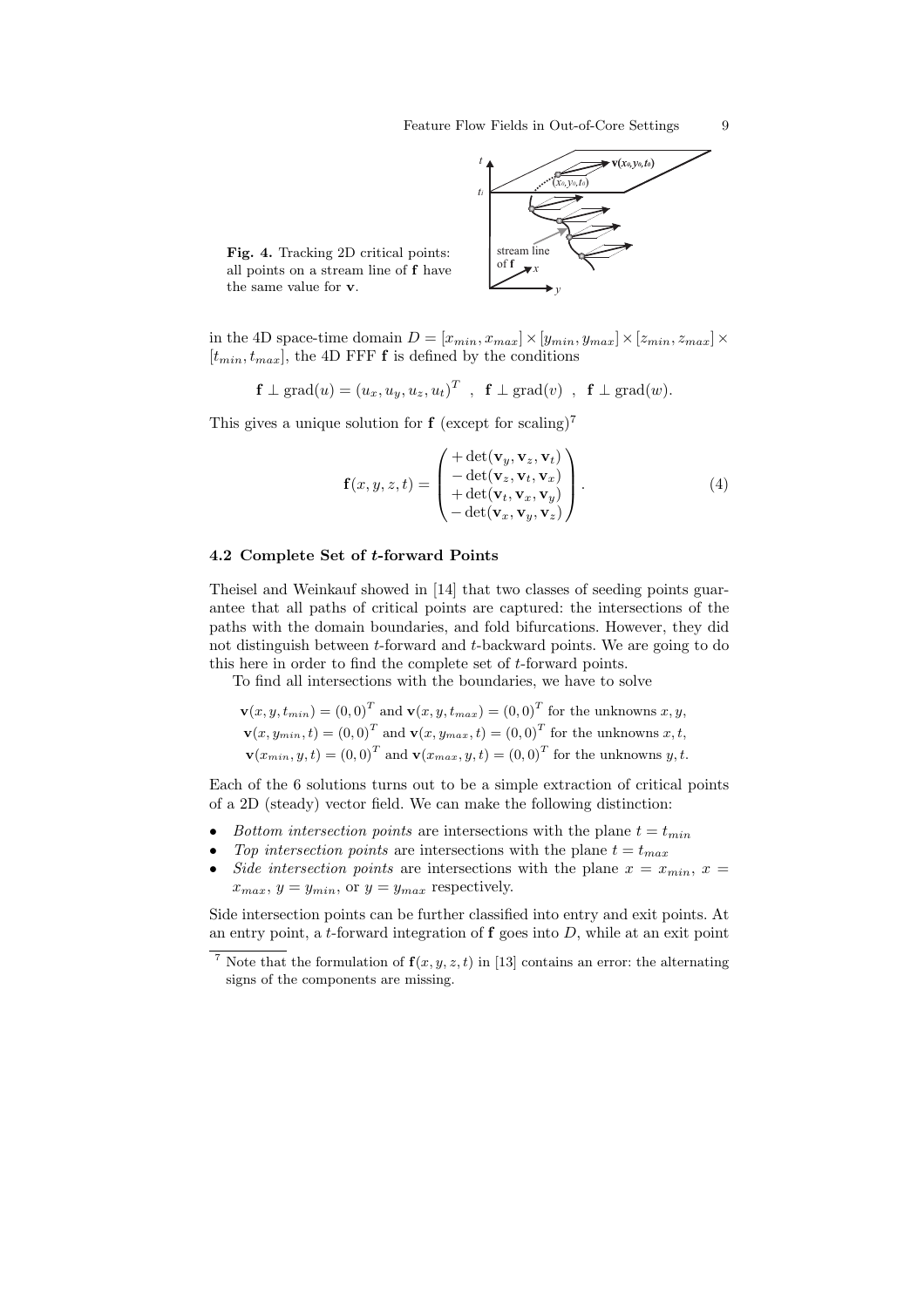**Fig. 4.** Tracking 2D critical points: all points on a stream line of $\mathbf{f}$ have the same value for $\mathbf{v}$.

in the 4D space-time domain $D = [x_{min}, x_{max}] \times [y_{min}, y_{max}] \times [z_{min}, z_{max}] \times [t_{min}, t_{max}]$, the 4D FFF $\mathbf{f}$ is defined by the conditions

$$\mathbf{f} \perp \text{grad}(u) = (u_x, u_y, u_z, u_t)^T \;\;,\;\; \mathbf{f} \perp \text{grad}(v) \;\;,\;\; \mathbf{f} \perp \text{grad}(w).$$

This gives a unique solution for $\mathbf{f}$ (except for scaling)[7]

$$\mathbf{f}(x, y, z, t) = \begin{pmatrix} +\det(\mathbf{v}_y, \mathbf{v}_z, \mathbf{v}_t) \\ -\det(\mathbf{v}_z, \mathbf{v}_t, \mathbf{v}_x) \\ +\det(\mathbf{v}_t, \mathbf{v}_x, \mathbf{v}_y) \\ -\det(\mathbf{v}_x, \mathbf{v}_y, \mathbf{v}_z) \end{pmatrix}. \tag{4}$$

### 4.2 Complete Set of $t$-forward Points

Theisel and Weinkauf showed in [14] that two classes of seeding points guarantee that all paths of critical points are captured: the intersections of the paths with the domain boundaries, and fold bifurcations. However, they did not distinguish between $t$-forward and $t$-backward points. We are going to do this here in order to find the complete set of $t$-forward points.

To find all intersections with the boundaries, we have to solve

$\mathbf{v}(x, y, t_{min}) = (0,0)^T$ and $\mathbf{v}(x, y, t_{max}) = (0,0)^T$ for the unknowns $x, y$,
$\mathbf{v}(x, y_{min}, t) = (0,0)^T$ and $\mathbf{v}(x, y_{max}, t) = (0,0)^T$ for the unknowns $x, t$,
$\mathbf{v}(x_{min}, y, t) = (0,0)^T$ and $\mathbf{v}(x_{max}, y, t) = (0,0)^T$ for the unknowns $y, t$.

Each of the 6 solutions turns out to be a simple extraction of critical points of a 2D (steady) vector field. We can make the following distinction:

- *Bottom intersection points* are intersections with the plane $t = t_{min}$
- *Top intersection points* are intersections with the plane $t = t_{max}$
- *Side intersection points* are intersections with the plane $x = x_{min}$, $x = x_{max}$, $y = y_{min}$, or $y = y_{max}$ respectively.

Side intersection points can be further classified into entry and exit points. At an entry point, a $t$-forward integration of $\mathbf{f}$ goes into $D$, while at an exit point

[7] Note that the formulation of $\mathbf{f}(x, y, z, t)$ in [13] contains an error: the alternating signs of the components are missing.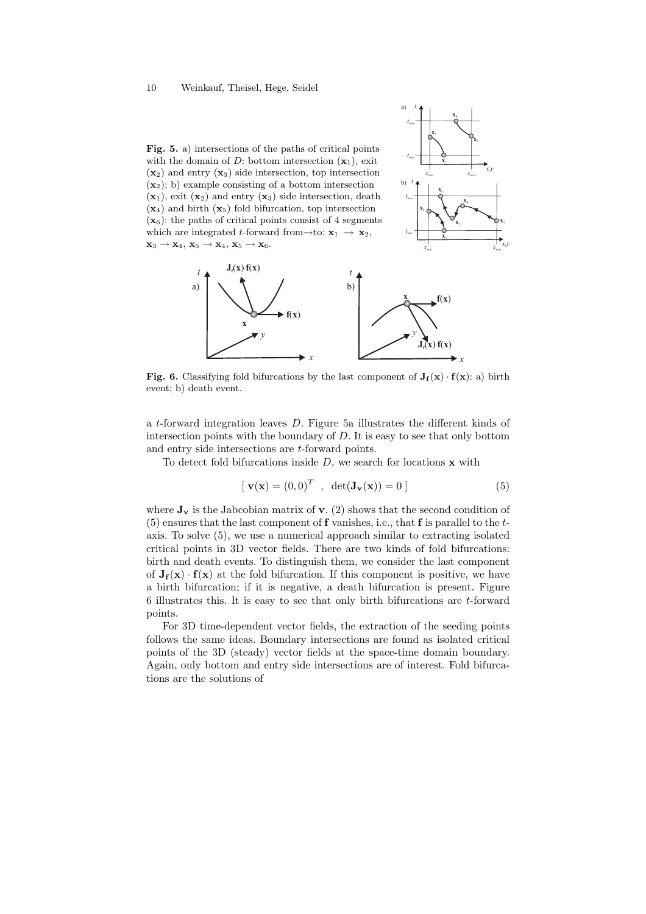**Fig. 5.** a) intersections of the paths of critical points with the domain of $D$: bottom intersection ($\mathbf{x}_1$), exit ($\mathbf{x}_2$) and entry ($\mathbf{x}_3$) side intersection, top intersection ($\mathbf{x}_2$); b) example consisting of a bottom intersection ($\mathbf{x}_1$), exit ($\mathbf{x}_2$) and entry ($\mathbf{x}_3$) side intersection, death ($\mathbf{x}_4$) and birth ($\mathbf{x}_5$) fold bifurcation, top intersection ($\mathbf{x}_6$): the paths of critical points consist of 4 segments which are integrated $t$-forward from→to: $\mathbf{x}_1 \rightarrow \mathbf{x}_2$, $\mathbf{x}_3 \rightarrow \mathbf{x}_4$, $\mathbf{x}_5 \rightarrow \mathbf{x}_4$, $\mathbf{x}_5 \rightarrow \mathbf{x}_6$.

**Fig. 6.** Classifying fold bifurcations by the last component of $\mathbf{J_f}(\mathbf{x}) \cdot \mathbf{f}(\mathbf{x})$: a) birth event; b) death event.

a $t$-forward integration leaves $D$. Figure 5a illustrates the different kinds of intersection points with the boundary of $D$. It is easy to see that only bottom and entry side intersections are $t$-forward points.

To detect fold bifurcations inside $D$, we search for locations $\mathbf{x}$ with

$$[\ \mathbf{v}(\mathbf{x}) = (0,0)^T \ \ , \ \ \det(\mathbf{J_v}(\mathbf{x})) = 0\ ] \tag{5}$$

where $\mathbf{J_v}$ is the Jabcobian matrix of $\mathbf{v}$. (2) shows that the second condition of (5) ensures that the last component of $\mathbf{f}$ vanishes, i.e., that $\mathbf{f}$ is parallel to the $t$-axis. To solve (5), we use a numerical approach similar to extracting isolated critical points in 3D vector fields. There are two kinds of fold bifurcations: birth and death events. To distinguish them, we consider the last component of $\mathbf{J_f}(\mathbf{x}) \cdot \mathbf{f}(\mathbf{x})$ at the fold bifurcation. If this component is positive, we have a birth bifurcation; if it is negative, a death bifurcation is present. Figure 6 illustrates this. It is easy to see that only birth bifurcations are $t$-forward points.

For 3D time-dependent vector fields, the extraction of the seeding points follows the same ideas. Boundary intersections are found as isolated critical points of the 3D (steady) vector fields at the space-time domain boundary. Again, only bottom and entry side intersections are of interest. Fold bifurcations are the solutions of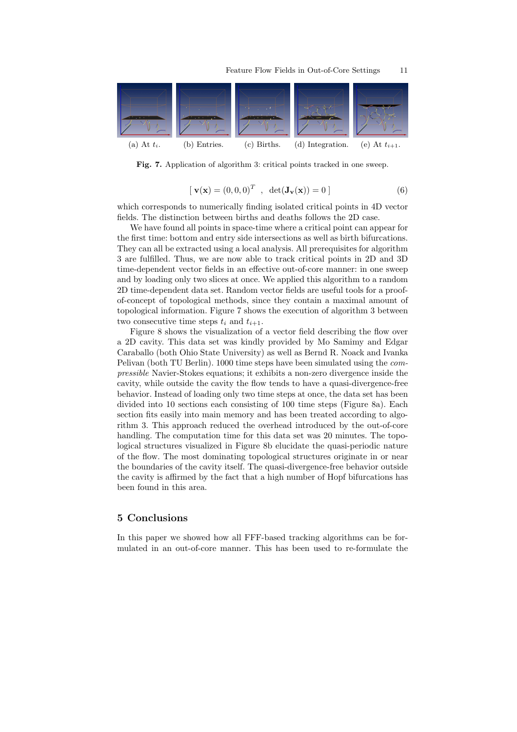(a) At $t_i$. (b) Entries. (c) Births. (d) Integration. (e) At $t_{i+1}$.

**Fig. 7.** Application of algorithm 3: critical points tracked in one sweep.

$$[\ \mathbf{v}(\mathbf{x}) = (0,0,0)^T \ \ , \ \ \det(\mathbf{J_v}(\mathbf{x})) = 0\ ] \tag{6}$$

which corresponds to numerically finding isolated critical points in 4D vector fields. The distinction between births and deaths follows the 2D case.

We have found all points in space-time where a critical point can appear for the first time: bottom and entry side intersections as well as birth bifurcations. They can all be extracted using a local analysis. All prerequisites for algorithm 3 are fulfilled. Thus, we are now able to track critical points in 2D and 3D time-dependent vector fields in an effective out-of-core manner: in one sweep and by loading only two slices at once. We applied this algorithm to a random 2D time-dependent data set. Random vector fields are useful tools for a proof-of-concept of topological methods, since they contain a maximal amount of topological information. Figure 7 shows the execution of algorithm 3 between two consecutive time steps $t_i$ and $t_{i+1}$.

Figure 8 shows the visualization of a vector field describing the flow over a 2D cavity. This data set was kindly provided by Mo Samimy and Edgar Caraballo (both Ohio State University) as well as Bernd R. Noack and Ivanka Pelivan (both TU Berlin). 1000 time steps have been simulated using the *compressible* Navier-Stokes equations; it exhibits a non-zero divergence inside the cavity, while outside the cavity the flow tends to have a quasi-divergence-free behavior. Instead of loading only two time steps at once, the data set has been divided into 10 sections each consisting of 100 time steps (Figure 8a). Each section fits easily into main memory and has been treated according to algorithm 3. This approach reduced the overhead introduced by the out-of-core handling. The computation time for this data set was 20 minutes. The topological structures visualized in Figure 8b elucidate the quasi-periodic nature of the flow. The most dominating topological structures originate in or near the boundaries of the cavity itself. The quasi-divergence-free behavior outside the cavity is affirmed by the fact that a high number of Hopf bifurcations has been found in this area.

## 5 Conclusions

In this paper we showed how all FFF-based tracking algorithms can be formulated in an out-of-core manner. This has been used to re-formulate the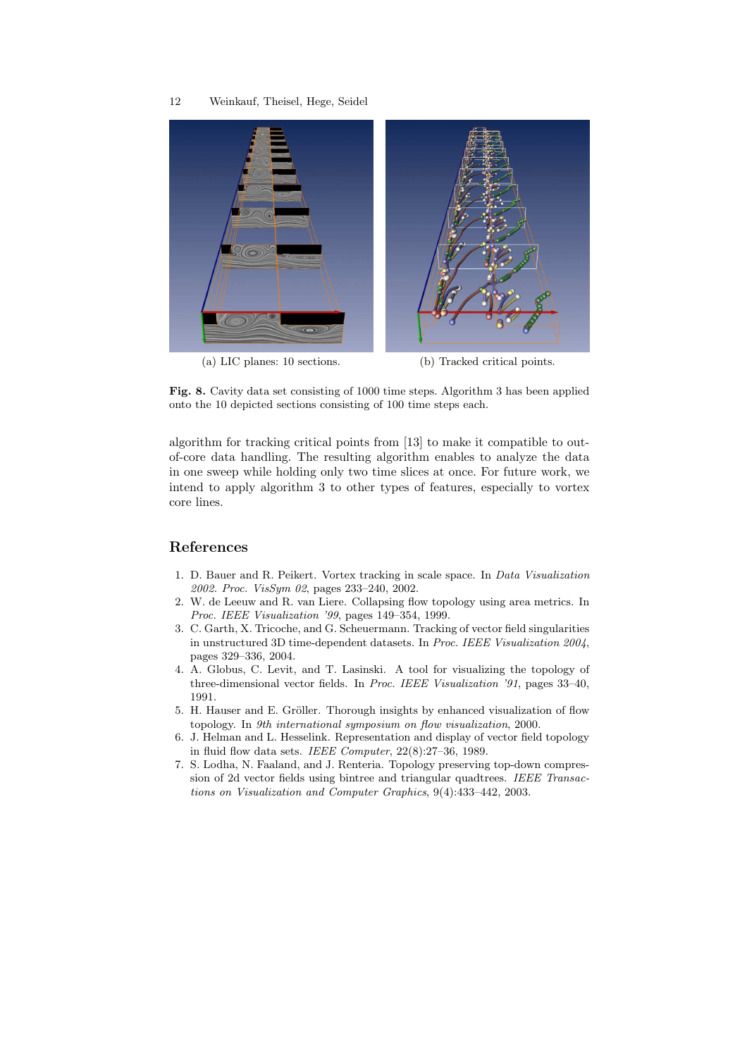(a) LIC planes: 10 sections.

(b) Tracked critical points.

**Fig. 8.** Cavity data set consisting of 1000 time steps. Algorithm 3 has been applied onto the 10 depicted sections consisting of 100 time steps each.

algorithm for tracking critical points from [13] to make it compatible to out-of-core data handling. The resulting algorithm enables to analyze the data in one sweep while holding only two time slices at once. For future work, we intend to apply algorithm 3 to other types of features, especially to vortex core lines.

## References

1. D. Bauer and R. Peikert. Vortex tracking in scale space. In *Data Visualization 2002. Proc. VisSym 02*, pages 233–240, 2002.
2. W. de Leeuw and R. van Liere. Collapsing flow topology using area metrics. In *Proc. IEEE Visualization '99*, pages 149–354, 1999.
3. C. Garth, X. Tricoche, and G. Scheuermann. Tracking of vector field singularities in unstructured 3D time-dependent datasets. In *Proc. IEEE Visualization 2004*, pages 329–336, 2004.
4. A. Globus, C. Levit, and T. Lasinski. A tool for visualizing the topology of three-dimensional vector fields. In *Proc. IEEE Visualization '91*, pages 33–40, 1991.
5. H. Hauser and E. Gröller. Thorough insights by enhanced visualization of flow topology. In *9th international symposium on flow visualization*, 2000.
6. J. Helman and L. Hesselink. Representation and display of vector field topology in fluid flow data sets. *IEEE Computer*, 22(8):27–36, 1989.
7. S. Lodha, N. Faaland, and J. Renteria. Topology preserving top-down compression of 2d vector fields using bintree and triangular quadtrees. *IEEE Transactions on Visualization and Computer Graphics*, 9(4):433–442, 2003.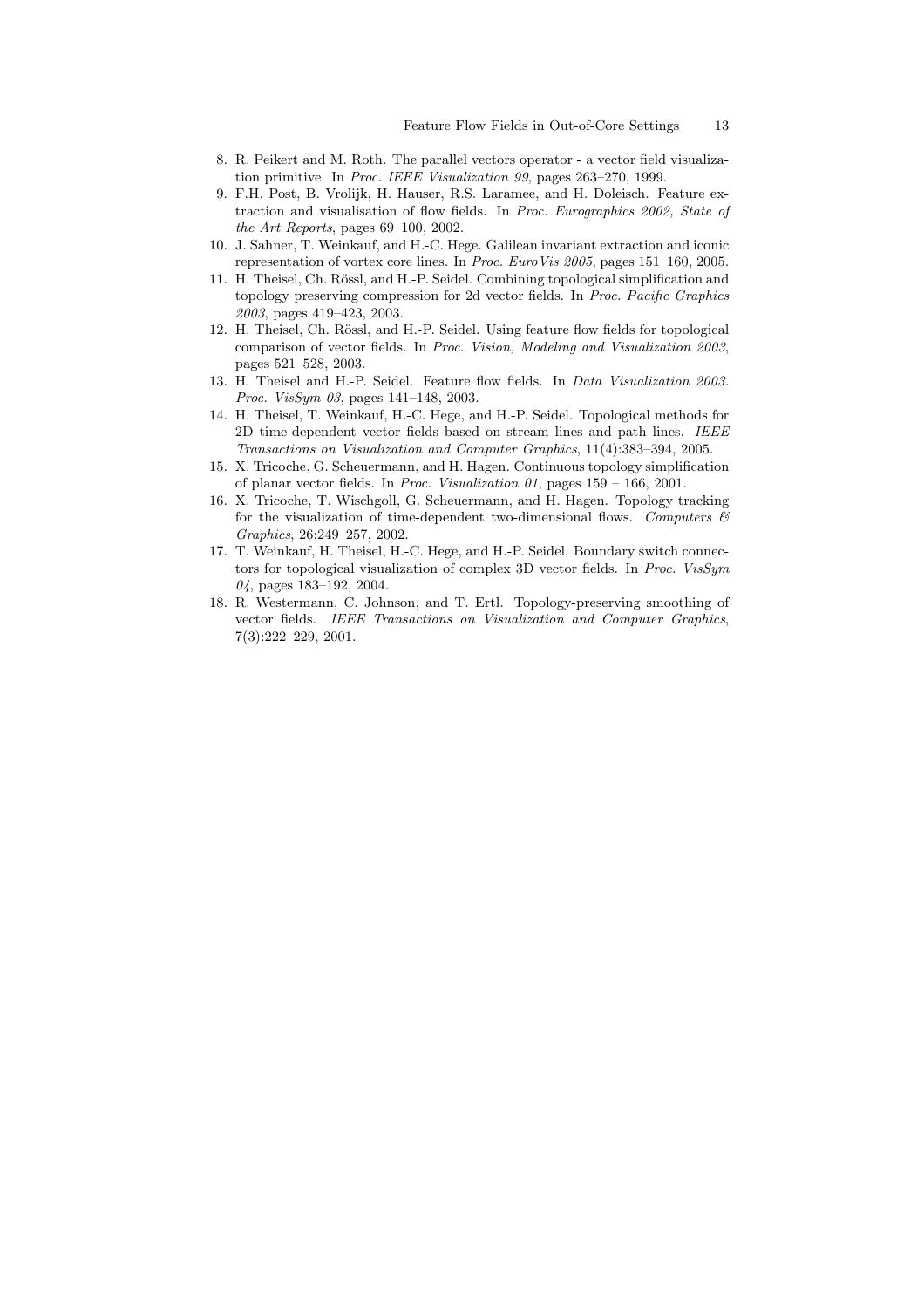8. R. Peikert and M. Roth. The parallel vectors operator - a vector field visualization primitive. In *Proc. IEEE Visualization 99*, pages 263–270, 1999.
9. F.H. Post, B. Vrolijk, H. Hauser, R.S. Laramee, and H. Doleisch. Feature extraction and visualisation of flow fields. In *Proc. Eurographics 2002, State of the Art Reports*, pages 69–100, 2002.
10. J. Sahner, T. Weinkauf, and H.-C. Hege. Galilean invariant extraction and iconic representation of vortex core lines. In *Proc. EuroVis 2005*, pages 151–160, 2005.
11. H. Theisel, Ch. Rössl, and H.-P. Seidel. Combining topological simplification and topology preserving compression for 2d vector fields. In *Proc. Pacific Graphics 2003*, pages 419–423, 2003.
12. H. Theisel, Ch. Rössl, and H.-P. Seidel. Using feature flow fields for topological comparison of vector fields. In *Proc. Vision, Modeling and Visualization 2003*, pages 521–528, 2003.
13. H. Theisel and H.-P. Seidel. Feature flow fields. In *Data Visualization 2003. Proc. VisSym 03*, pages 141–148, 2003.
14. H. Theisel, T. Weinkauf, H.-C. Hege, and H.-P. Seidel. Topological methods for 2D time-dependent vector fields based on stream lines and path lines. *IEEE Transactions on Visualization and Computer Graphics*, 11(4):383–394, 2005.
15. X. Tricoche, G. Scheuermann, and H. Hagen. Continuous topology simplification of planar vector fields. In *Proc. Visualization 01*, pages 159 – 166, 2001.
16. X. Tricoche, T. Wischgoll, G. Scheuermann, and H. Hagen. Topology tracking for the visualization of time-dependent two-dimensional flows. *Computers & Graphics*, 26:249–257, 2002.
17. T. Weinkauf, H. Theisel, H.-C. Hege, and H.-P. Seidel. Boundary switch connectors for topological visualization of complex 3D vector fields. In *Proc. VisSym 04*, pages 183–192, 2004.
18. R. Westermann, C. Johnson, and T. Ertl. Topology-preserving smoothing of vector fields. *IEEE Transactions on Visualization and Computer Graphics*, 7(3):222–229, 2001.